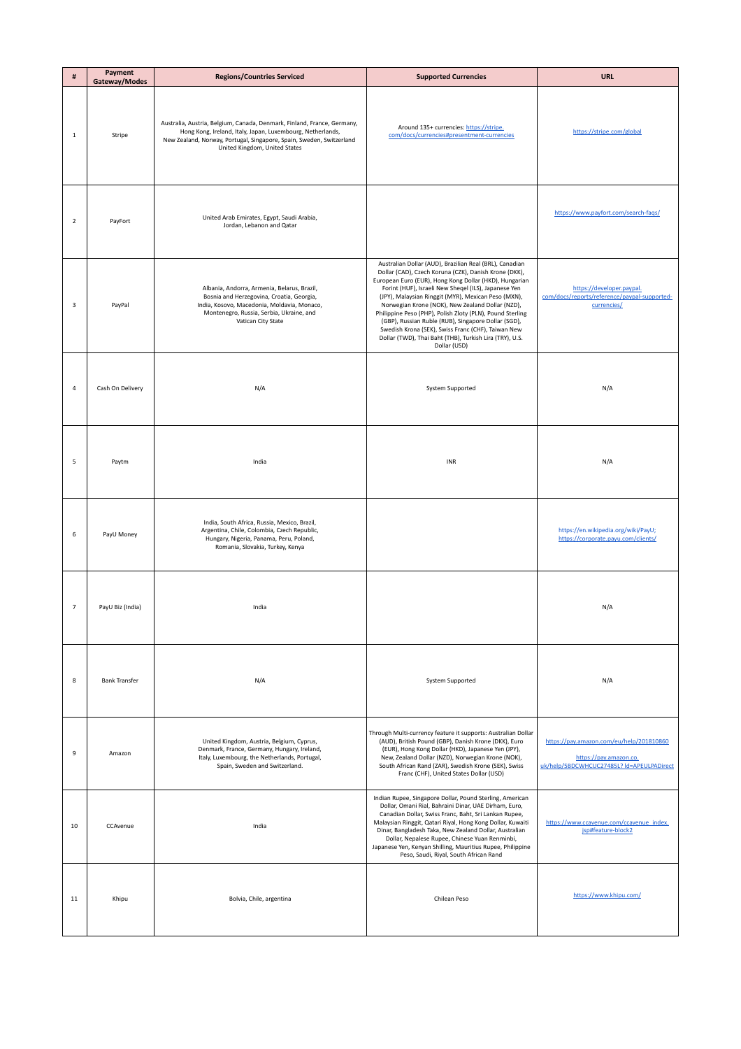| # | Payment Gateway/Modes | Regions/Countries Serviced | Supported Currencies | URL |
|---|---|---|---|---|
| 1 | Stripe | Australia, Austria, Belgium, Canada, Denmark, Finland, France, Germany, Hong Kong, Ireland, Italy, Japan, Luxembourg, Netherlands, New Zealand, Norway, Portugal, Singapore, Spain, Sweden, Switzerland United Kingdom, United States | Around 135+ currencies: https://stripe.com/docs/currencies#presentment-currencies | https://stripe.com/global |
| 2 | PayFort | United Arab Emirates, Egypt, Saudi Arabia, Jordan, Lebanon and Qatar | | https://www.payfort.com/search-faqs/ |
| 3 | PayPal | Albania, Andorra, Armenia, Belarus, Brazil, Bosnia and Herzegovina, Croatia, Georgia, India, Kosovo, Macedonia, Moldavia, Monaco, Montenegro, Russia, Serbia, Ukraine, and Vatican City State | Australian Dollar (AUD), Brazilian Real (BRL), Canadian Dollar (CAD), Czech Koruna (CZK), Danish Krone (DKK), European Euro (EUR), Hong Kong Dollar (HKD), Hungarian Forint (HUF), Israeli New Sheqel (ILS), Japanese Yen (JPY), Malaysian Ringgit (MYR), Mexican Peso (MXN), Norwegian Krone (NOK), New Zealand Dollar (NZD), Philippine Peso (PHP), Polish Zloty (PLN), Pound Sterling (GBP), Russian Ruble (RUB), Singapore Dollar (SGD), Swedish Krona (SEK), Swiss Franc (CHF), Taiwan New Dollar (TWD), Thai Baht (THB), Turkish Lira (TRY), U.S. Dollar (USD) | https://developer.paypal.com/docs/reports/reference/paypal-supported-currencies/ |
| 4 | Cash On Delivery | N/A | System Supported | N/A |
| 5 | Paytm | India | INR | N/A |
| 6 | PayU Money | India, South Africa, Russia, Mexico, Brazil, Argentina, Chile, Colombia, Czech Republic, Hungary, Nigeria, Panama, Peru, Poland, Romania, Slovakia, Turkey, Kenya | | https://en.wikipedia.org/wiki/PayU; https://corporate.payu.com/clients/ |
| 7 | PayU Biz (India) | India | | N/A |
| 8 | Bank Transfer | N/A | System Supported | N/A |
| 9 | Amazon | United Kingdom, Austria, Belgium, Cyprus, Denmark, France, Germany, Hungary, Ireland, Italy, Luxembourg, the Netherlands, Portugal, Spain, Sweden and Switzerland. | Through Multi-currency feature it supports: Australian Dollar (AUD), British Pound (GBP), Danish Krone (DKK), Euro (EUR), Hong Kong Dollar (HKD), Japanese Yen (JPY), New, Zealand Dollar (NZD), Norwegian Krone (NOK), South African Rand (ZAR), Swedish Krone (SEK), Swiss Franc (CHF), United States Dollar (USD) | https://pay.amazon.com/eu/help/201810860 https://pay.amazon.co.uk/help/5BDCWHCUC27485L?ld=APEULPADirect |
| 10 | CCAvenue | India | Indian Rupee, Singapore Dollar, Pound Sterling, American Dollar, Omani Rial, Bahraini Dinar, UAE Dirham, Euro, Canadian Dollar, Swiss Franc, Baht, Sri Lankan Rupee, Malaysian Ringgit, Qatari Riyal, Hong Kong Dollar, Kuwaiti Dinar, Bangladesh Taka, New Zealand Dollar, Australian Dollar, Nepalese Rupee, Chinese Yuan Renminbi, Japanese Yen, Kenyan Shilling, Mauritius Rupee, Philippine Peso, Saudi, Riyal, South African Rand | https://www.ccavenue.com/ccavenue_index.jsp#feature-block2 |
| 11 | Khipu | Bolvia, Chile, argentina | Chilean Peso | https://www.khipu.com/ |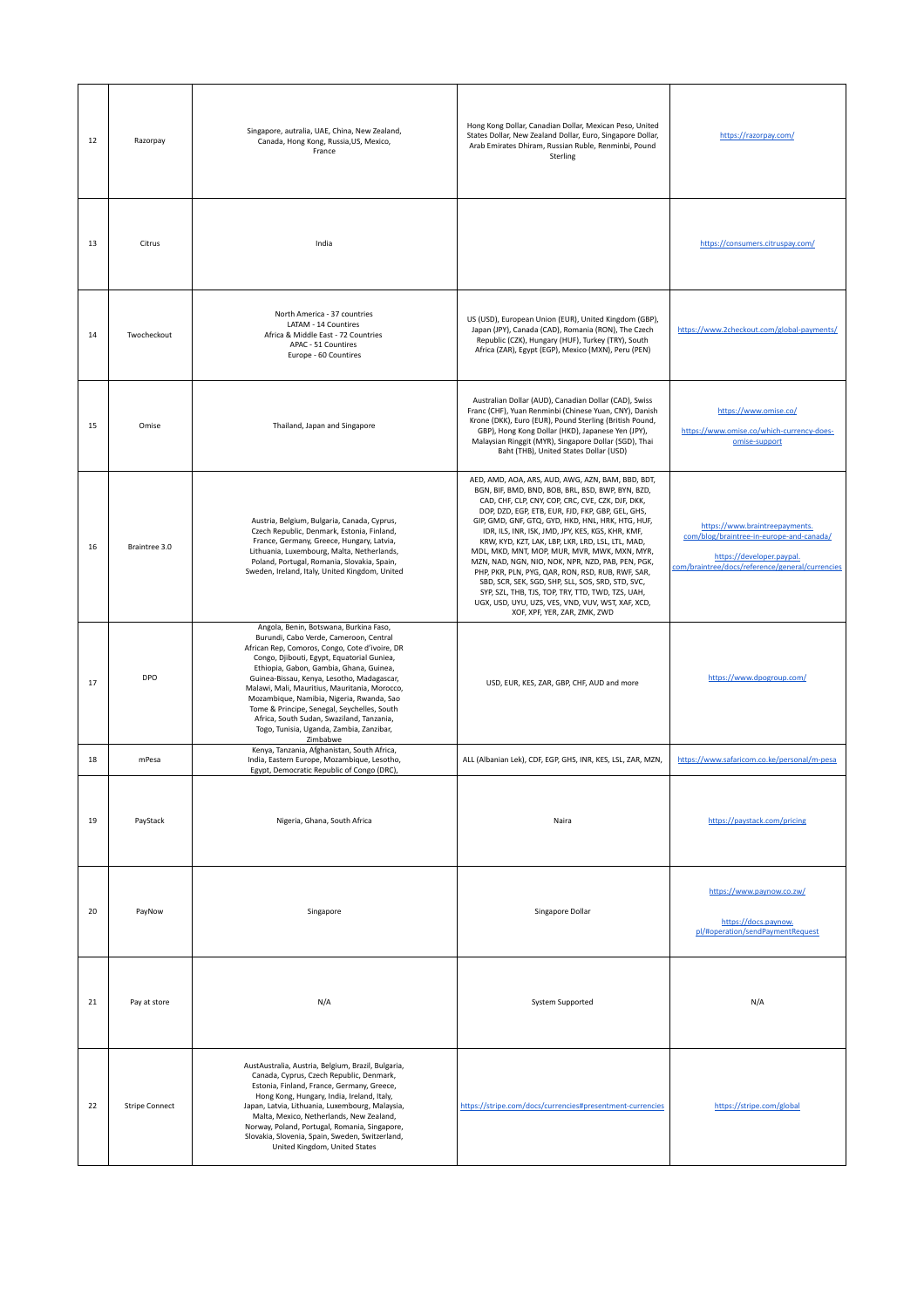| 12 | Razorpay | Singapore, autralia, UAE, China, New Zealand, Canada, Hong Kong, Russia,US, Mexico, France | Hong Kong Dollar, Canadian Dollar, Mexican Peso, United States Dollar, New Zealand Dollar, Euro, Singapore Dollar, Arab Emirates Dhiram, Russian Ruble, Renminbi, Pound Sterling | https://razorpay.com/ |
|---|---|---|---|---|
| 13 | Citrus | India | | https://consumers.citruspay.com/ |
| 14 | Twocheckout | North America - 37 countries<br>LATAM - 14 Countires<br>Africa & Middle East - 72 Countries<br>APAC - 51 Countires<br>Europe - 60 Countires | US (USD), European Union (EUR), United Kingdom (GBP), Japan (JPY), Canada (CAD), Romania (RON), The Czech Republic (CZK), Hungary (HUF), Turkey (TRY), South Africa (ZAR), Egypt (EGP), Mexico (MXN), Peru (PEN) | https://www.2checkout.com/global-payments/ |
| 15 | Omise | Thailand, Japan and Singapore | Australian Dollar (AUD), Canadian Dollar (CAD), Swiss Franc (CHF), Yuan Renminbi (Chinese Yuan, CNY), Danish Krone (DKK), Euro (EUR), Pound Sterling (British Pound, GBP), Hong Kong Dollar (HKD), Japanese Yen (JPY), Malaysian Ringgit (MYR), Singapore Dollar (SGD), Thai Baht (THB), United States Dollar (USD) | https://www.omise.co/<br><br>https://www.omise.co/which-currency-does-omise-support |
| 16 | Braintree 3.0 | Austria, Belgium, Bulgaria, Canada, Cyprus, Czech Republic, Denmark, Estonia, Finland, France, Germany, Greece, Hungary, Latvia, Lithuania, Luxembourg, Malta, Netherlands, Poland, Portugal, Romania, Slovakia, Spain, Sweden, Ireland, Italy, United Kingdom, United | AED, AMD, AOA, ARS, AUD, AWG, AZN, BAM, BBD, BDT, BGN, BIF, BMD, BND, BOB, BRL, BSD, BWP, BYN, BZD, CAD, CHF, CLP, CNY, COP, CRC, CVE, CZK, DJF, DKK, DOP, DZD, EGP, ETB, EUR, FJD, FKP, GBP, GEL, GHS, GIP, GMD, GNF, GTQ, GYD, HKD, HNL, HRK, HTG, HUF, IDR, ILS, INR, ISK, JMD, JPY, KES, KGS, KHR, KMF, KRW, KYD, KZT, LAK, LBP, LKR, LRD, LSL, LTL, MAD, MDL, MKD, MNT, MOP, MUR, MVR, MWK, MXN, MYR, MZN, NAD, NGN, NIO, NOK, NPR, NZD, PAB, PEN, PGK, PHP, PKR, PLN, PYG, QAR, RON, RSD, RUB, RWF, SAR, SBD, SCR, SEK, SGD, SHP, SLL, SOS, SRD, STD, SVC, SYP, SZL, THB, TJS, TOP, TRY, TTD, TWD, TZS, UAH, UGX, USD, UYU, UZS, VES, VND, VUV, WST, XAF, XCD, XOF, XPF, YER, ZAR, ZMK, ZWD | https://www.braintreepayments.com/blog/braintree-in-europe-and-canada/<br><br>https://developer.paypal.com/braintree/docs/reference/general/currencies |
| 17 | DPO | Angola, Benin, Botswana, Burkina Faso, Burundi, Cabo Verde, Cameroon, Central African Rep, Comoros, Congo, Cote d'ivoire, DR Congo, Djibouti, Egypt, Equatorial Guniea, Ethiopia, Gabon, Gambia, Ghana, Guinea, Guinea-Bissau, Kenya, Lesotho, Madagascar, Malawi, Mali, Mauritius, Mauritania, Morocco, Mozambique, Namibia, Nigeria, Rwanda, Sao Tome & Principe, Senegal, Seychelles, South Africa, South Sudan, Swaziland, Tanzania, Togo, Tunisia, Uganda, Zambia, Zanzibar, Zimbabwe | USD, EUR, KES, ZAR, GBP, CHF, AUD and more | https://www.dpogroup.com/ |
| 18 | mPesa | Kenya, Tanzania, Afghanistan, South Africa, India, Eastern Europe, Mozambique, Lesotho, Egypt, Democratic Republic of Congo (DRC), | ALL (Albanian Lek), CDF, EGP, GHS, INR, KES, LSL, ZAR, MZN, | https://www.safaricom.co.ke/personal/m-pesa |
| 19 | PayStack | Nigeria, Ghana, South Africa | Naira | https://paystack.com/pricing |
| 20 | PayNow | Singapore | Singapore Dollar | https://www.paynow.co.zw/<br><br>https://docs.paynow.pl/#operation/sendPaymentRequest |
| 21 | Pay at store | N/A | System Supported | N/A |
| 22 | Stripe Connect | AustAustralia, Austria, Belgium, Brazil, Bulgaria, Canada, Cyprus, Czech Republic, Denmark, Estonia, Finland, France, Germany, Greece, Hong Kong, Hungary, India, Ireland, Italy, Japan, Latvia, Lithuania, Luxembourg, Malaysia, Malta, Mexico, Netherlands, New Zealand, Norway, Poland, Portugal, Romania, Singapore, Slovakia, Slovenia, Spain, Sweden, Switzerland, United Kingdom, United States | https://stripe.com/docs/currencies#presentment-currencies | https://stripe.com/global |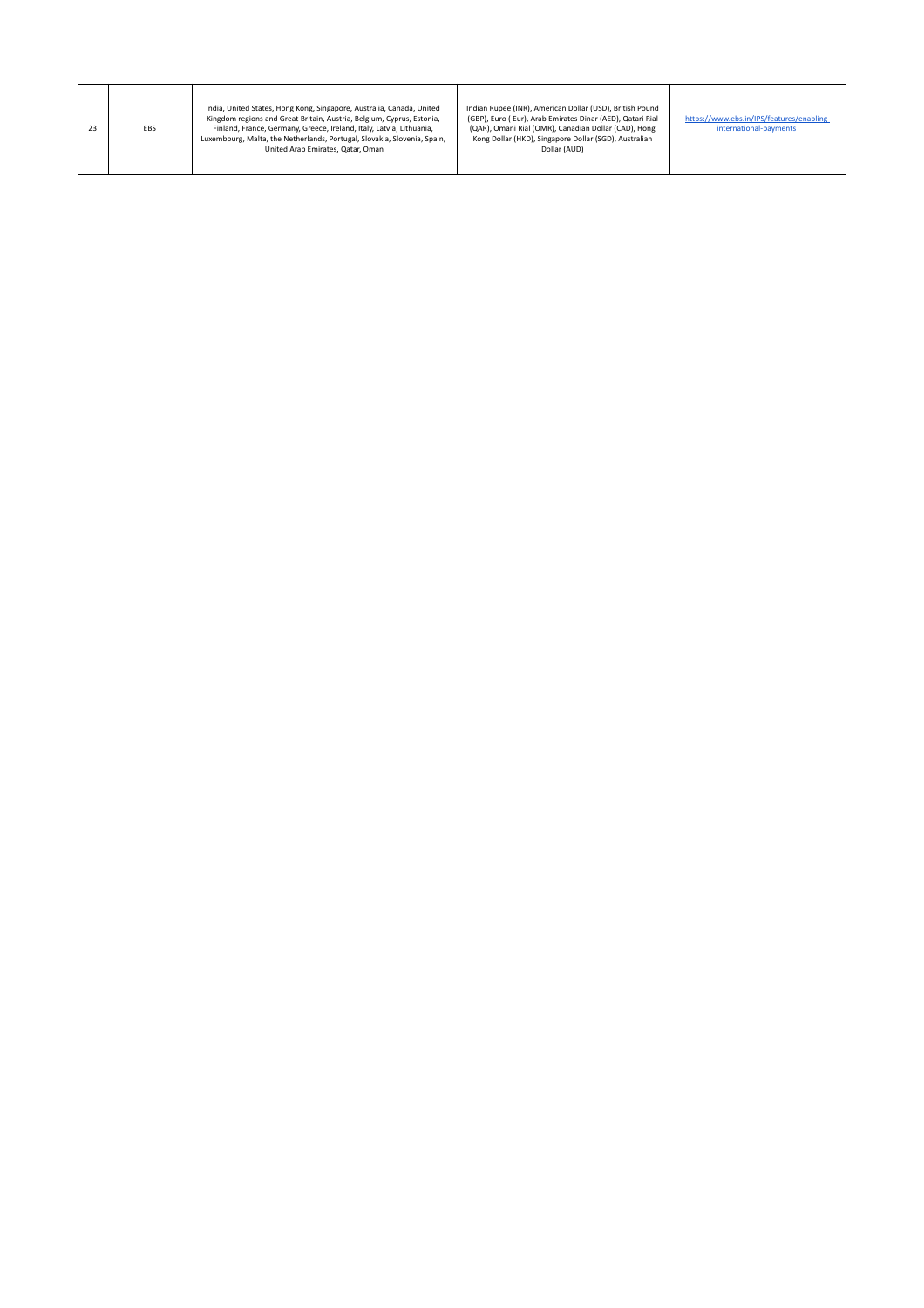| | | | | |
|---|---|---|---|---|
| 23 | EBS | India, United States, Hong Kong, Singapore, Australia, Canada, United Kingdom regions and Great Britain, Austria, Belgium, Cyprus, Estonia, Finland, France, Germany, Greece, Ireland, Italy, Latvia, Lithuania, Luxembourg, Malta, the Netherlands, Portugal, Slovakia, Slovenia, Spain, United Arab Emirates, Qatar, Oman | Indian Rupee (INR), American Dollar (USD), British Pound (GBP), Euro ( Eur), Arab Emirates Dinar (AED), Qatari Rial (QAR), Omani Rial (OMR), Canadian Dollar (CAD), Hong Kong Dollar (HKD), Singapore Dollar (SGD), Australian Dollar (AUD) | https://www.ebs.in/IPS/features/enabling-international-payments |